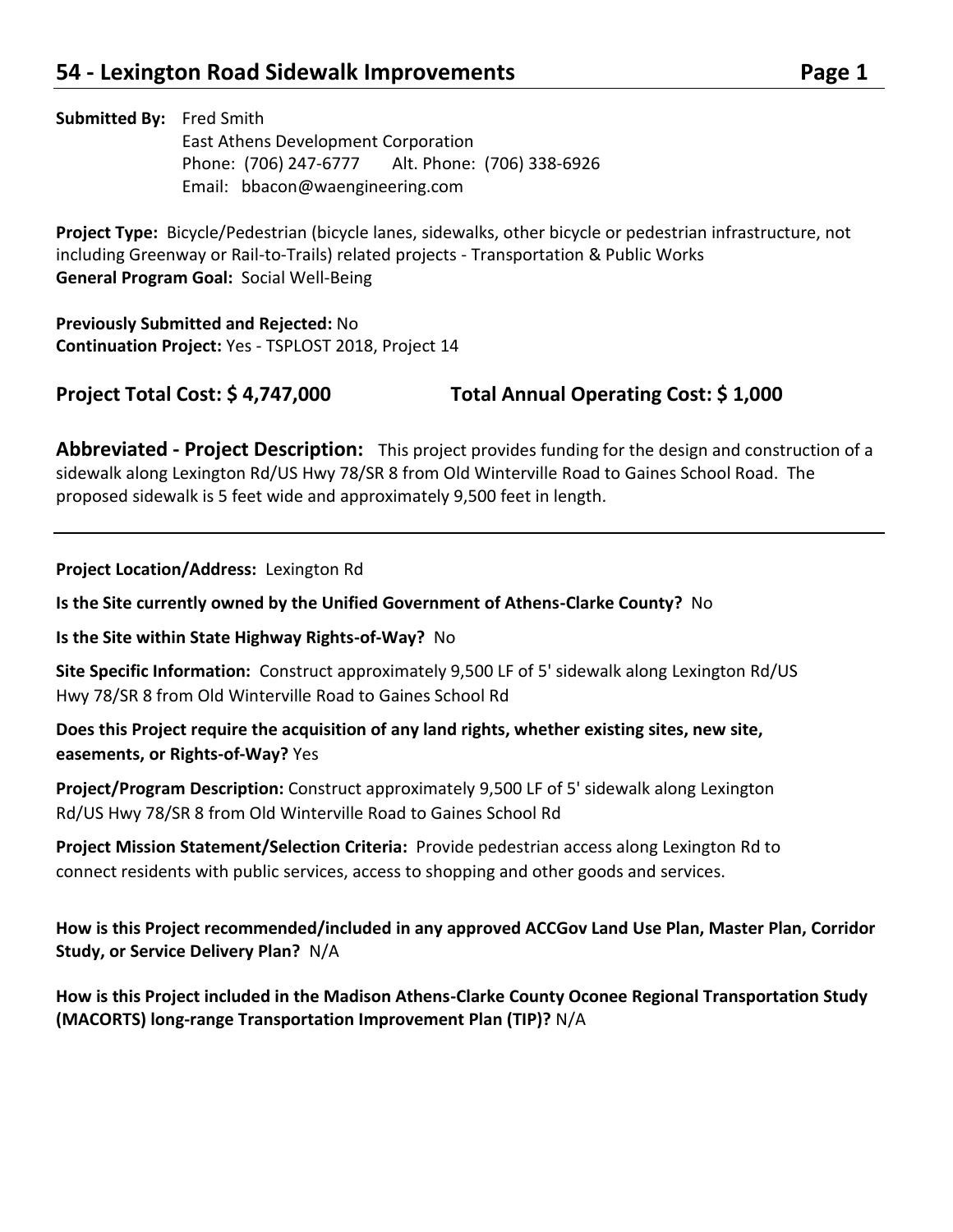# 54 - Lexington Road Sidewalk Improvements

**Submitted By:** Fred Smith
East Athens Development Corporation
Phone: (706) 247-6777 Alt. Phone: (706) 338-6926
Email: bbacon@waengineering.com

**Project Type:** Bicycle/Pedestrian (bicycle lanes, sidewalks, other bicycle or pedestrian infrastructure, not including Greenway or Rail-to-Trails) related projects - Transportation & Public Works
**General Program Goal:** Social Well-Being

**Previously Submitted and Rejected:** No
**Continuation Project:** Yes - TSPLOST 2018, Project 14

**Project Total Cost: $ 4,747,000** **Total Annual Operating Cost: $ 1,000**

**Abbreviated - Project Description:** This project provides funding for the design and construction of a sidewalk along Lexington Rd/US Hwy 78/SR 8 from Old Winterville Road to Gaines School Road. The proposed sidewalk is 5 feet wide and approximately 9,500 feet in length.

---

**Project Location/Address:** Lexington Rd

**Is the Site currently owned by the Unified Government of Athens-Clarke County?** No

**Is the Site within State Highway Rights-of-Way?** No

**Site Specific Information:** Construct approximately 9,500 LF of 5' sidewalk along Lexington Rd/US Hwy 78/SR 8 from Old Winterville Road to Gaines School Rd

**Does this Project require the acquisition of any land rights, whether existing sites, new site, easements, or Rights-of-Way?** Yes

**Project/Program Description:** Construct approximately 9,500 LF of 5' sidewalk along Lexington Rd/US Hwy 78/SR 8 from Old Winterville Road to Gaines School Rd

**Project Mission Statement/Selection Criteria:** Provide pedestrian access along Lexington Rd to connect residents with public services, access to shopping and other goods and services.

**How is this Project recommended/included in any approved ACCGov Land Use Plan, Master Plan, Corridor Study, or Service Delivery Plan?** N/A

**How is this Project included in the Madison Athens-Clarke County Oconee Regional Transportation Study (MACORTS) long-range Transportation Improvement Plan (TIP)?** N/A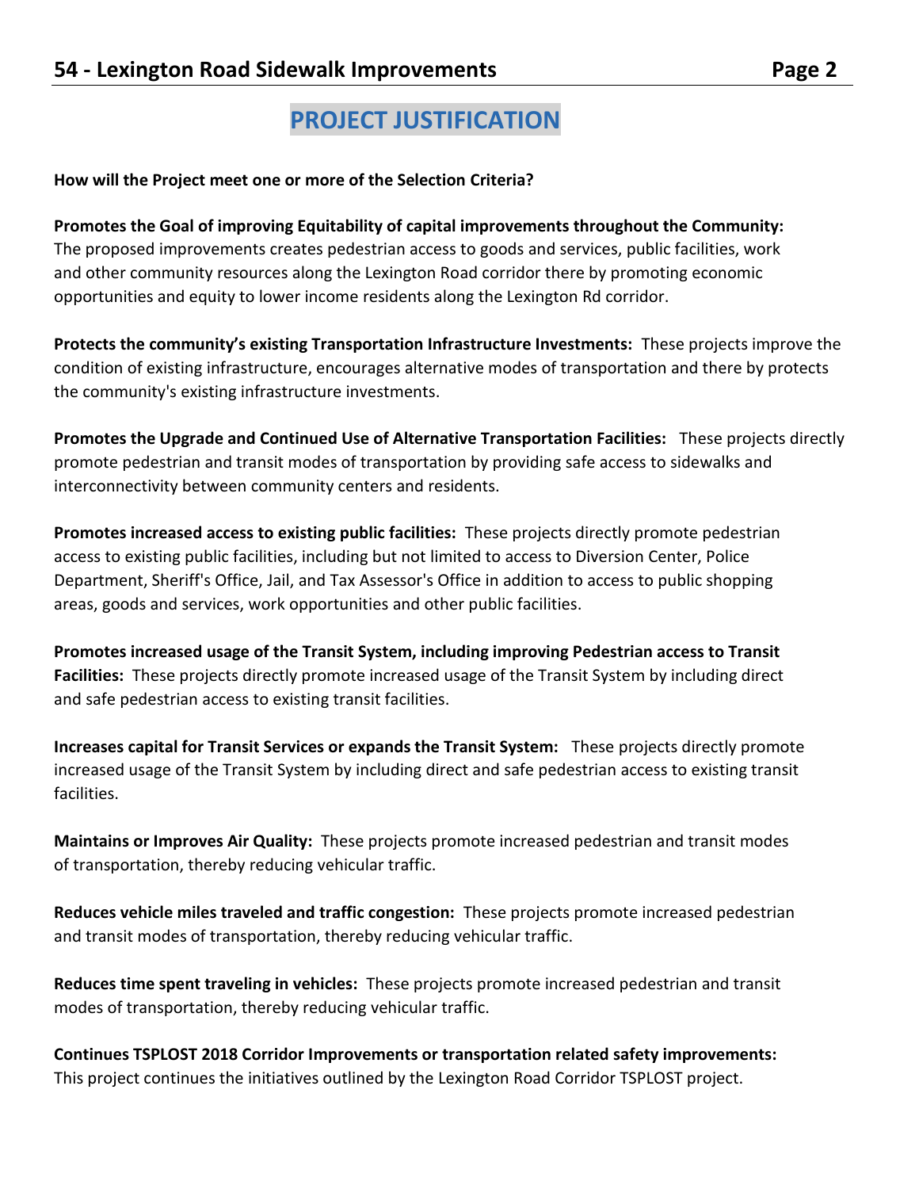## PROJECT JUSTIFICATION

**How will the Project meet one or more of the Selection Criteria?**

**Promotes the Goal of improving Equitability of capital improvements throughout the Community:** The proposed improvements creates pedestrian access to goods and services, public facilities, work and other community resources along the Lexington Road corridor there by promoting economic opportunities and equity to lower income residents along the Lexington Rd corridor.

**Protects the community's existing Transportation Infrastructure Investments:** These projects improve the condition of existing infrastructure, encourages alternative modes of transportation and there by protects the community's existing infrastructure investments.

**Promotes the Upgrade and Continued Use of Alternative Transportation Facilities:** These projects directly promote pedestrian and transit modes of transportation by providing safe access to sidewalks and interconnectivity between community centers and residents.

**Promotes increased access to existing public facilities:** These projects directly promote pedestrian access to existing public facilities, including but not limited to access to Diversion Center, Police Department, Sheriff's Office, Jail, and Tax Assessor's Office in addition to access to public shopping areas, goods and services, work opportunities and other public facilities.

**Promotes increased usage of the Transit System, including improving Pedestrian access to Transit Facilities:** These projects directly promote increased usage of the Transit System by including direct and safe pedestrian access to existing transit facilities.

**Increases capital for Transit Services or expands the Transit System:** These projects directly promote increased usage of the Transit System by including direct and safe pedestrian access to existing transit facilities.

**Maintains or Improves Air Quality:** These projects promote increased pedestrian and transit modes of transportation, thereby reducing vehicular traffic.

**Reduces vehicle miles traveled and traffic congestion:** These projects promote increased pedestrian and transit modes of transportation, thereby reducing vehicular traffic.

**Reduces time spent traveling in vehicles:** These projects promote increased pedestrian and transit modes of transportation, thereby reducing vehicular traffic.

**Continues TSPLOST 2018 Corridor Improvements or transportation related safety improvements:** This project continues the initiatives outlined by the Lexington Road Corridor TSPLOST project.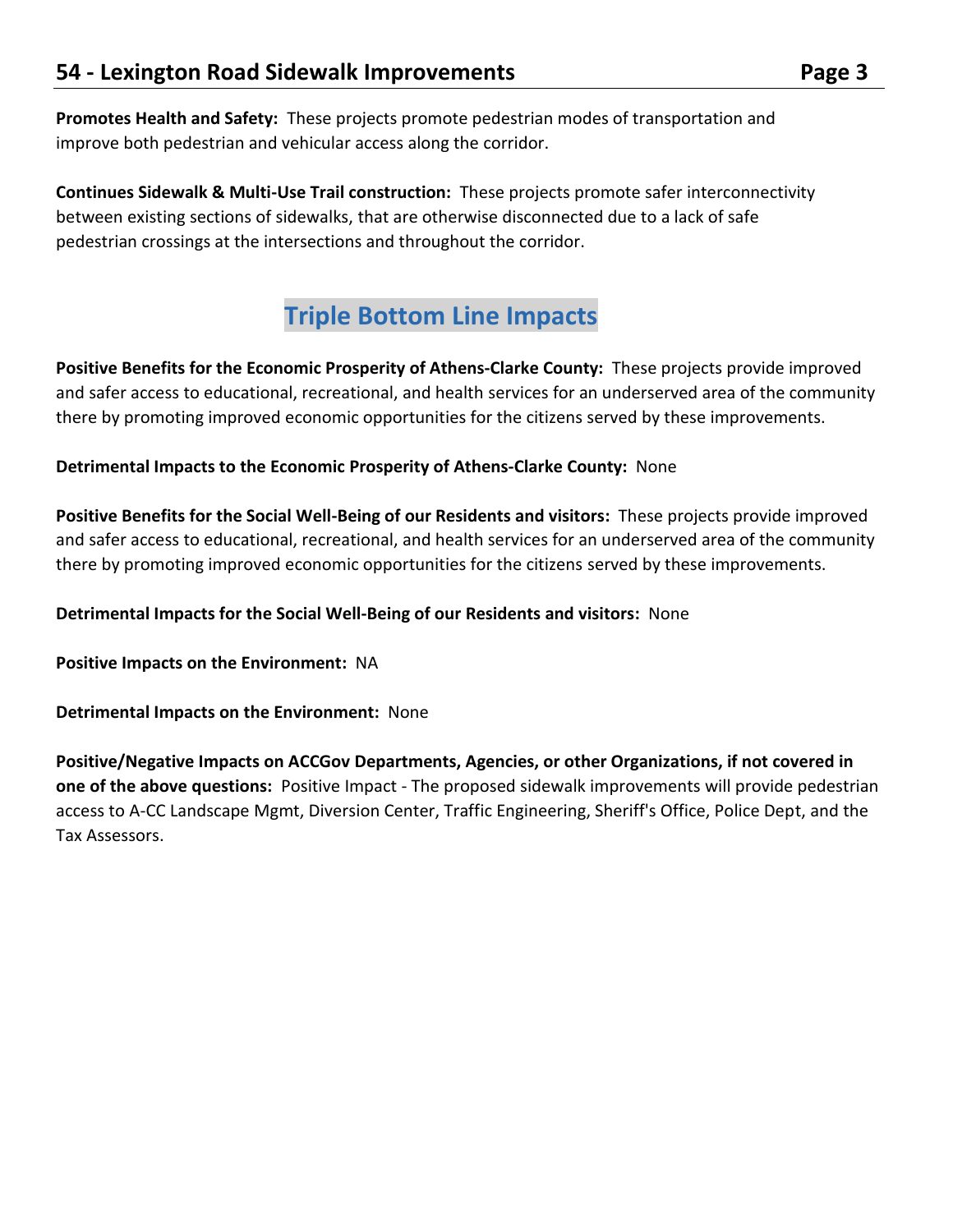**Promotes Health and Safety:** These projects promote pedestrian modes of transportation and improve both pedestrian and vehicular access along the corridor.

**Continues Sidewalk & Multi-Use Trail construction:** These projects promote safer interconnectivity between existing sections of sidewalks, that are otherwise disconnected due to a lack of safe pedestrian crossings at the intersections and throughout the corridor.

## Triple Bottom Line Impacts

**Positive Benefits for the Economic Prosperity of Athens-Clarke County:** These projects provide improved and safer access to educational, recreational, and health services for an underserved area of the community there by promoting improved economic opportunities for the citizens served by these improvements.

**Detrimental Impacts to the Economic Prosperity of Athens-Clarke County:** None

**Positive Benefits for the Social Well-Being of our Residents and visitors:** These projects provide improved and safer access to educational, recreational, and health services for an underserved area of the community there by promoting improved economic opportunities for the citizens served by these improvements.

**Detrimental Impacts for the Social Well-Being of our Residents and visitors:** None

**Positive Impacts on the Environment:** NA

**Detrimental Impacts on the Environment:** None

**Positive/Negative Impacts on ACCGov Departments, Agencies, or other Organizations, if not covered in one of the above questions:** Positive Impact - The proposed sidewalk improvements will provide pedestrian access to A-CC Landscape Mgmt, Diversion Center, Traffic Engineering, Sheriff's Office, Police Dept, and the Tax Assessors.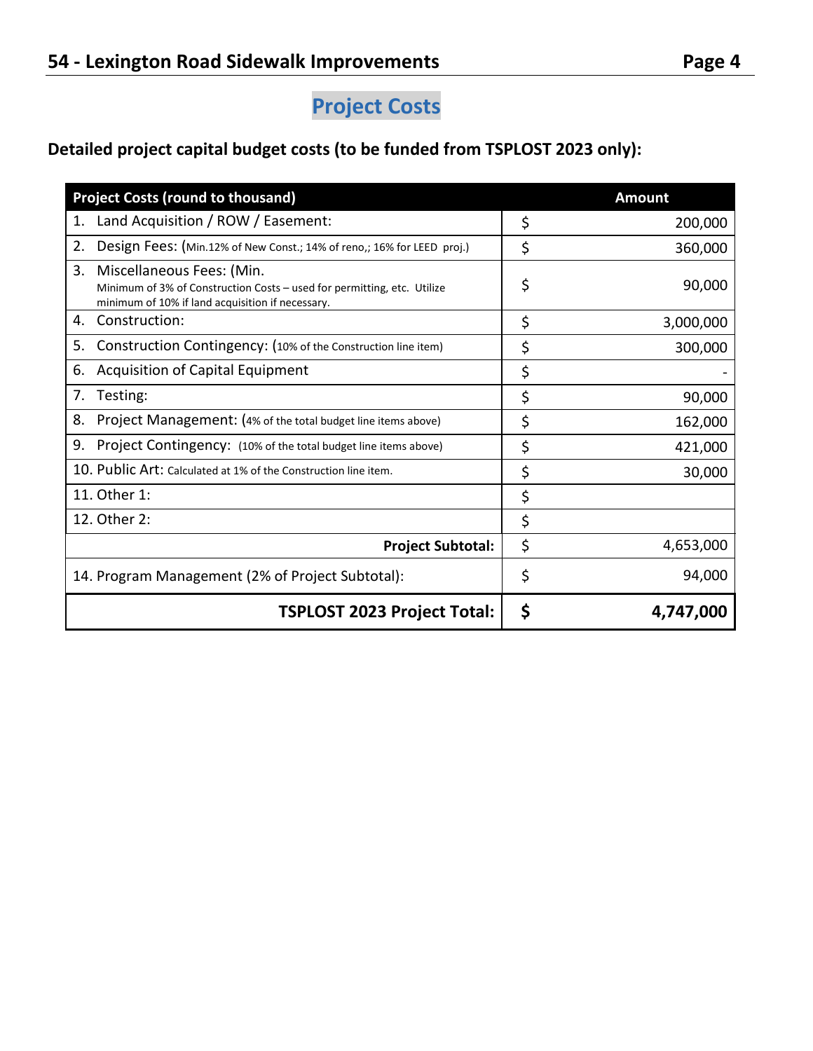## Project Costs

**Detailed project capital budget costs (to be funded from TSPLOST 2023 only):**

| Project Costs (round to thousand) | | Amount |
|---|---|---|
| 1. Land Acquisition / ROW / Easement: | $ | 200,000 |
| 2. Design Fees: (Min.12% of New Const.; 14% of reno,; 16% for LEED proj.) | $ | 360,000 |
| 3. Miscellaneous Fees: (Min. Minimum of 3% of Construction Costs – used for permitting, etc. Utilize minimum of 10% if land acquisition if necessary. | $ | 90,000 |
| 4. Construction: | $ | 3,000,000 |
| 5. Construction Contingency: (10% of the Construction line item) | $ | 300,000 |
| 6. Acquisition of Capital Equipment | $ | - |
| 7. Testing: | $ | 90,000 |
| 8. Project Management: (4% of the total budget line items above) | $ | 162,000 |
| 9. Project Contingency: (10% of the total budget line items above) | $ | 421,000 |
| 10. Public Art: Calculated at 1% of the Construction line item. | $ | 30,000 |
| 11. Other 1: | $ | |
| 12. Other 2: | $ | |
| **Project Subtotal:** | $ | 4,653,000 |
| 14. Program Management (2% of Project Subtotal): | $ | 94,000 |
| **TSPLOST 2023 Project Total:** | **$** | **4,747,000** |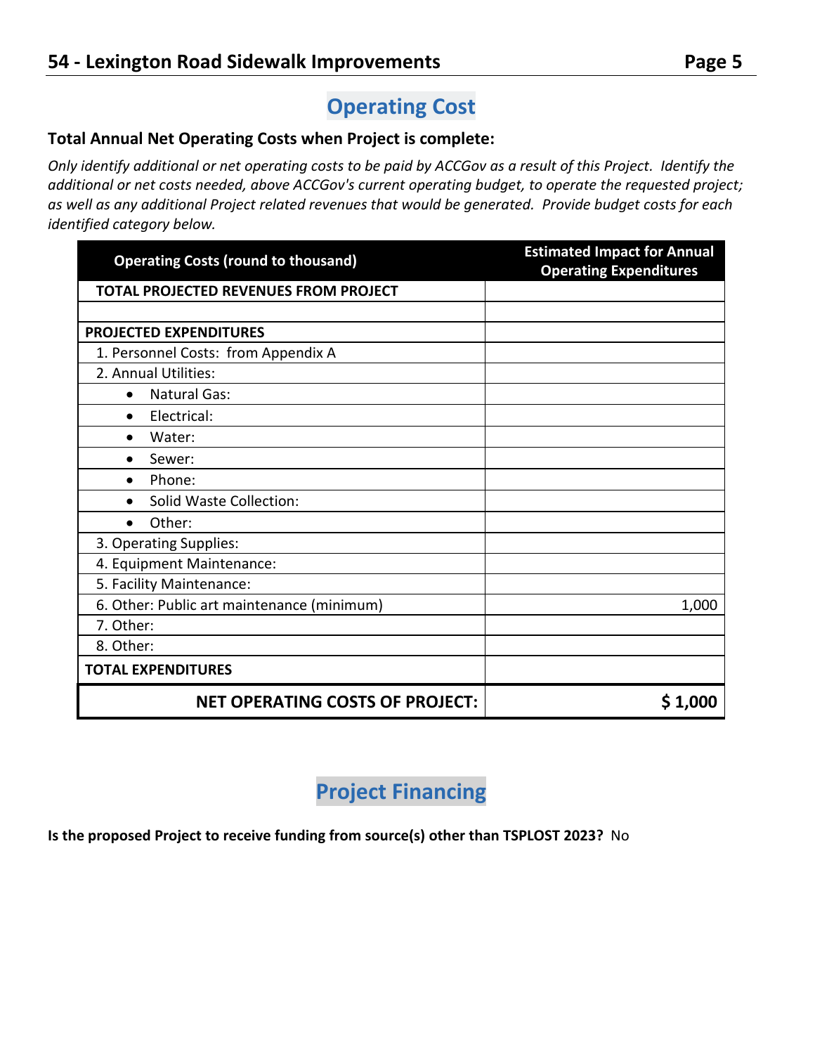## Operating Cost

**Total Annual Net Operating Costs when Project is complete:**

*Only identify additional or net operating costs to be paid by ACCGov as a result of this Project. Identify the additional or net costs needed, above ACCGov's current operating budget, to operate the requested project; as well as any additional Project related revenues that would be generated. Provide budget costs for each identified category below.*

| Operating Costs (round to thousand) | Estimated Impact for Annual Operating Expenditures |
|---|---|
| **TOTAL PROJECTED REVENUES FROM PROJECT** | |
| | |
| **PROJECTED EXPENDITURES** | |
| 1. Personnel Costs: from Appendix A | |
| 2. Annual Utilities: | |
| • Natural Gas: | |
| • Electrical: | |
| • Water: | |
| • Sewer: | |
| • Phone: | |
| • Solid Waste Collection: | |
| • Other: | |
| 3. Operating Supplies: | |
| 4. Equipment Maintenance: | |
| 5. Facility Maintenance: | |
| 6. Other: Public art maintenance (minimum) | 1,000 |
| 7. Other: | |
| 8. Other: | |
| **TOTAL EXPENDITURES** | |
| **NET OPERATING COSTS OF PROJECT:** | **$ 1,000** |

## Project Financing

**Is the proposed Project to receive funding from source(s) other than TSPLOST 2023?** No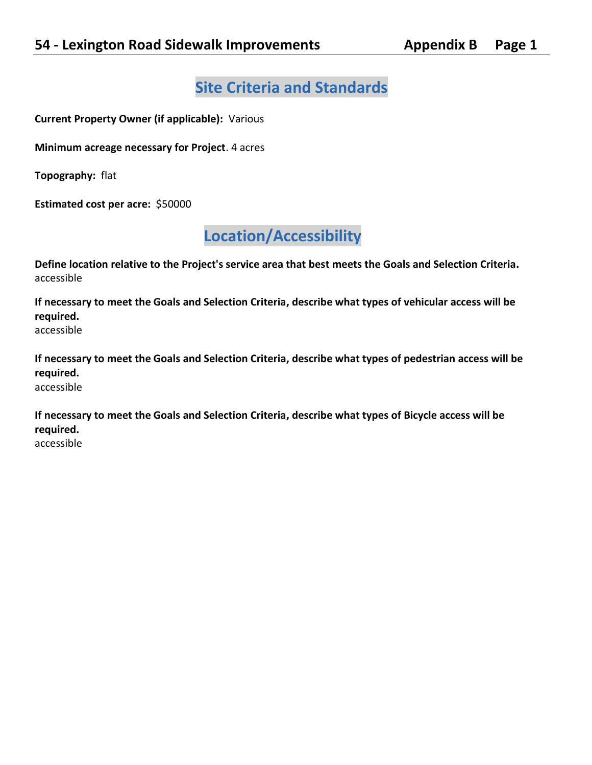## Site Criteria and Standards

**Current Property Owner (if applicable):** Various

**Minimum acreage necessary for Project**. 4 acres

**Topography:** flat

**Estimated cost per acre:** $50000

## Location/Accessibility

**Define location relative to the Project's service area that best meets the Goals and Selection Criteria.**
accessible

**If necessary to meet the Goals and Selection Criteria, describe what types of vehicular access will be required.**
accessible

**If necessary to meet the Goals and Selection Criteria, describe what types of pedestrian access will be required.**
accessible

**If necessary to meet the Goals and Selection Criteria, describe what types of Bicycle access will be required.**
accessible